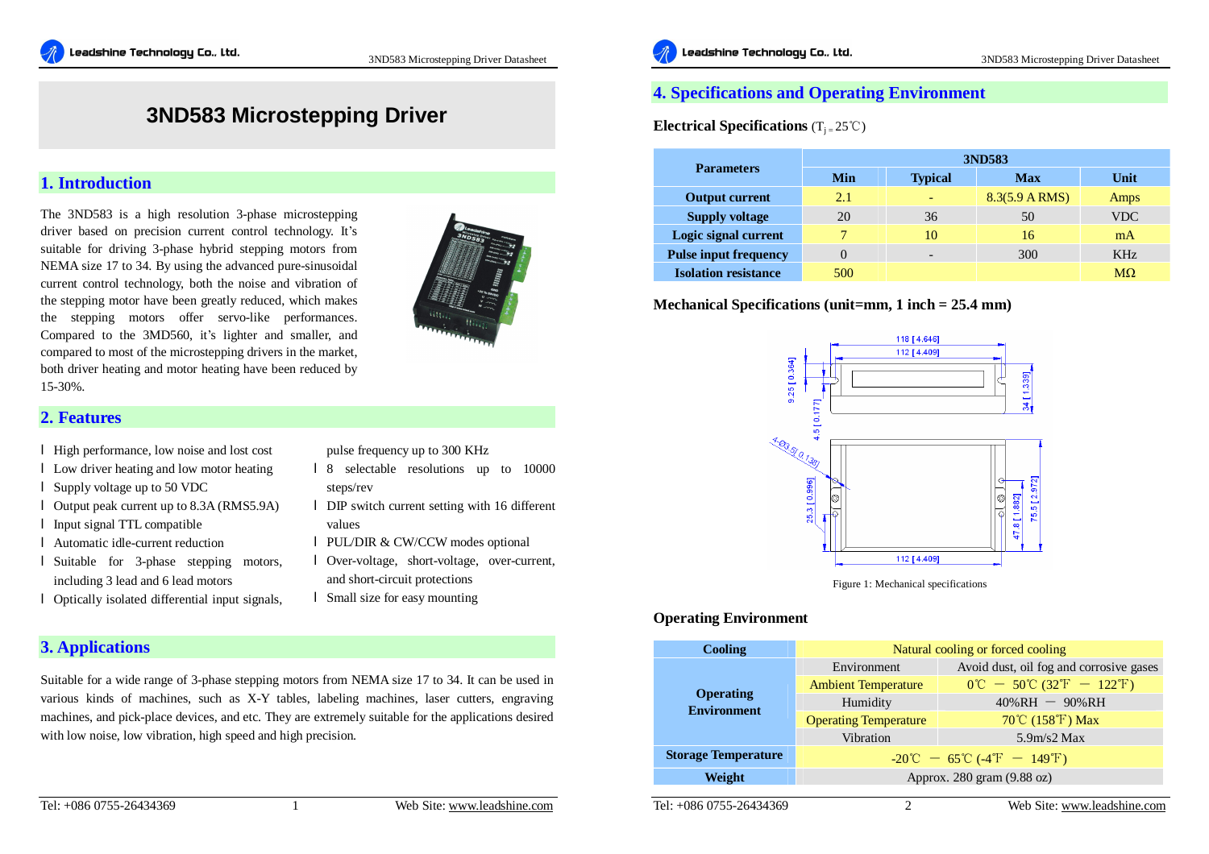# 3ND583 Microstepping Driver

## 1. Introduction

The 3ND583 is a high resolution 3-phase microstepping driver based on precision current control technology. It's suitable for driving 3-phase hybrid stepping motors from NEMA size 17 to 34. By using the advanced pure-sinusoidal current control technology, both the noise and vibration of the stepping motor have been greatly reduced, which makes the stepping motors offer servo-like performances. Compared to the 3MD560, it's lighter and smaller, and compared to most of the microstepping drivers in the market, both driver heating and motor heating have been reduced by 15-30%.

## 2. Features

- High performance, low noise and lost cost
- Low driver heating and low motor heating
- Supply voltage up to 50 VDC
- Output peak current up to 8.3A (RMS5.9A)
- Input signal TTL compatible
- Automatic idle-current reduction
- Suitable for 3-phase stepping motors, including 3 lead and 6 lead motors
- Optically isolated differential input signals, pulse frequency up to 300 KHz
- 8 selectable resolutions up to 10000 steps/rev
- DIP switch current setting with 16 different values
- PUL/DIR & CW/CCW modes optional
- Over-voltage, short-voltage, over-current, and short-circuit protections
- Small size for easy mounting

## 3. Applications

Suitable for a wide range of 3-phase stepping motors from NEMA size 17 to 34. It can be used in various kinds of machines, such as X-Y tables, labeling machines, laser cutters, engraving machines, and pick-place devices, and etc. They are extremely suitable for the applications desired with low noise, low vibration, high speed and high precision.

## 4. Specifications and Operating Environment

**Electrical Specifications** ($T_j = 25℃$)

| Parameters | 3ND583 | | | |
|---|---|---|---|---|
| | Min | Typical | Max | Unit |
| Output current | 2.1 | - | 8.3(5.9 A RMS) | Amps |
| Supply voltage | 20 | 36 | 50 | VDC |
| Logic signal current | 7 | 10 | 16 | mA |
| Pulse input frequency | 0 | - | 300 | KHz |
| Isolation resistance | 500 | | | MΩ |

**Mechanical Specifications (unit=mm, 1 inch = 25.4 mm)**

Figure 1: Mechanical specifications

**Operating Environment**

| Cooling | Natural cooling or forced cooling | |
|---|---|---|
| Operating Environment | Environment | Avoid dust, oil fog and corrosive gases |
| | Ambient Temperature | 0℃ － 50℃ (32℉ － 122℉) |
| | Humidity | 40%RH － 90%RH |
| | Operating Temperature | 70℃ (158℉) Max |
| | Vibration | 5.9m/s2 Max |
| Storage Temperature | -20℃ － 65℃ (-4℉ － 149℉) | |
| Weight | Approx. 280 gram (9.88 oz) | |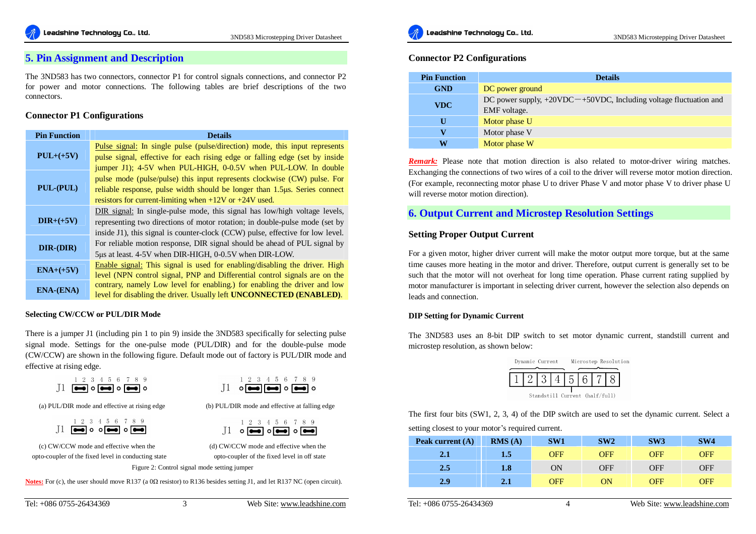## 5. Pin Assignment and Description

The 3ND583 has two connectors, connector P1 for control signals connections, and connector P2 for power and motor connections. The following tables are brief descriptions of the two connectors.

### Connector P1 Configurations

| Pin Function | Details |
|---|---|
| PUL+(+5V) | Pulse signal: In single pulse (pulse/direction) mode, this input represents pulse signal, effective for each rising edge or falling edge (set by inside jumper J1); 4-5V when PUL-HIGH, 0-0.5V when PUL-LOW. In double pulse mode (pulse/pulse) this input represents clockwise (CW) pulse. For reliable response, pulse width should be longer than 1.5μs. Series connect resistors for current-limiting when +12V or +24V used. |
| PUL-(PUL) | |
| DIR+(+5V) | DIR signal: In single-pulse mode, this signal has low/high voltage levels, representing two directions of motor rotation; in double-pulse mode (set by inside J1), this signal is counter-clock (CCW) pulse, effective for low level. For reliable motion response, DIR signal should be ahead of PUL signal by 5μs at least. 4-5V when DIR-HIGH, 0-0.5V when DIR-LOW. |
| DIR-(DIR) | |
| ENA+(+5V) | Enable signal: This signal is used for enabling/disabling the driver. High level (NPN control signal, PNP and Differential control signals are on the contrary, namely Low level for enabling.) for enabling the driver and low level for disabling the driver. Usually left **UNCONNECTED (ENABLED)**. |
| ENA-(ENA) | |

#### Selecting CW/CCW or PUL/DIR Mode

There is a jumper J1 (including pin 1 to pin 9) inside the 3ND583 specifically for selecting pulse signal mode. Settings for the one-pulse mode (PUL/DIR) and for the double-pulse mode (CW/CCW) are shown in the following figure. Default mode out of factory is PUL/DIR mode and effective at rising edge.

(a) PUL/DIR mode and effective at rising edge

(b) PUL/DIR mode and effective at falling edge

(c) CW/CCW mode and effective when the opto-coupler of the fixed level in conducting state

(d) CW/CCW mode and effective when the opto-coupler of the fixed level in off state

Figure 2: Control signal mode setting jumper

**Notes:** For (c), the user should move R137 (a 0Ω resistor) to R136 besides setting J1, and let R137 NC (open circuit).

### Connector P2 Configurations

| Pin Function | Details |
|---|---|
| GND | DC power ground |
| VDC | DC power supply, +20VDC－+50VDC, Including voltage fluctuation and EMF voltage. |
| U | Motor phase U |
| V | Motor phase V |
| W | Motor phase W |

***Remark:*** Please note that motion direction is also related to motor-driver wiring matches. Exchanging the connections of two wires of a coil to the driver will reverse motor motion direction. (For example, reconnecting motor phase U to driver Phase V and motor phase V to driver phase U will reverse motor motion direction).

## 6. Output Current and Microstep Resolution Settings

### Setting Proper Output Current

For a given motor, higher driver current will make the motor output more torque, but at the same time causes more heating in the motor and driver. Therefore, output current is generally set to be such that the motor will not overheat for long time operation. Phase current rating supplied by motor manufacturer is important in selecting driver current, however the selection also depends on leads and connection.

#### DIP Setting for Dynamic Current

The 3ND583 uses an 8-bit DIP switch to set motor dynamic current, standstill current and microstep resolution, as shown below:

Dynamic Current: 1 2 3 4 | Standstill Current (half/full): 5 | Microstep Resolution: 6 7 8

The first four bits (SW1, 2, 3, 4) of the DIP switch are used to set the dynamic current. Select a setting closest to your motor's required current.

| Peak current (A) | RMS (A) | SW1 | SW2 | SW3 | SW4 |
|---|---|---|---|---|---|
| 2.1 | 1.5 | OFF | OFF | OFF | OFF |
| 2.5 | 1.8 | ON | OFF | OFF | OFF |
| 2.9 | 2.1 | OFF | ON | OFF | OFF |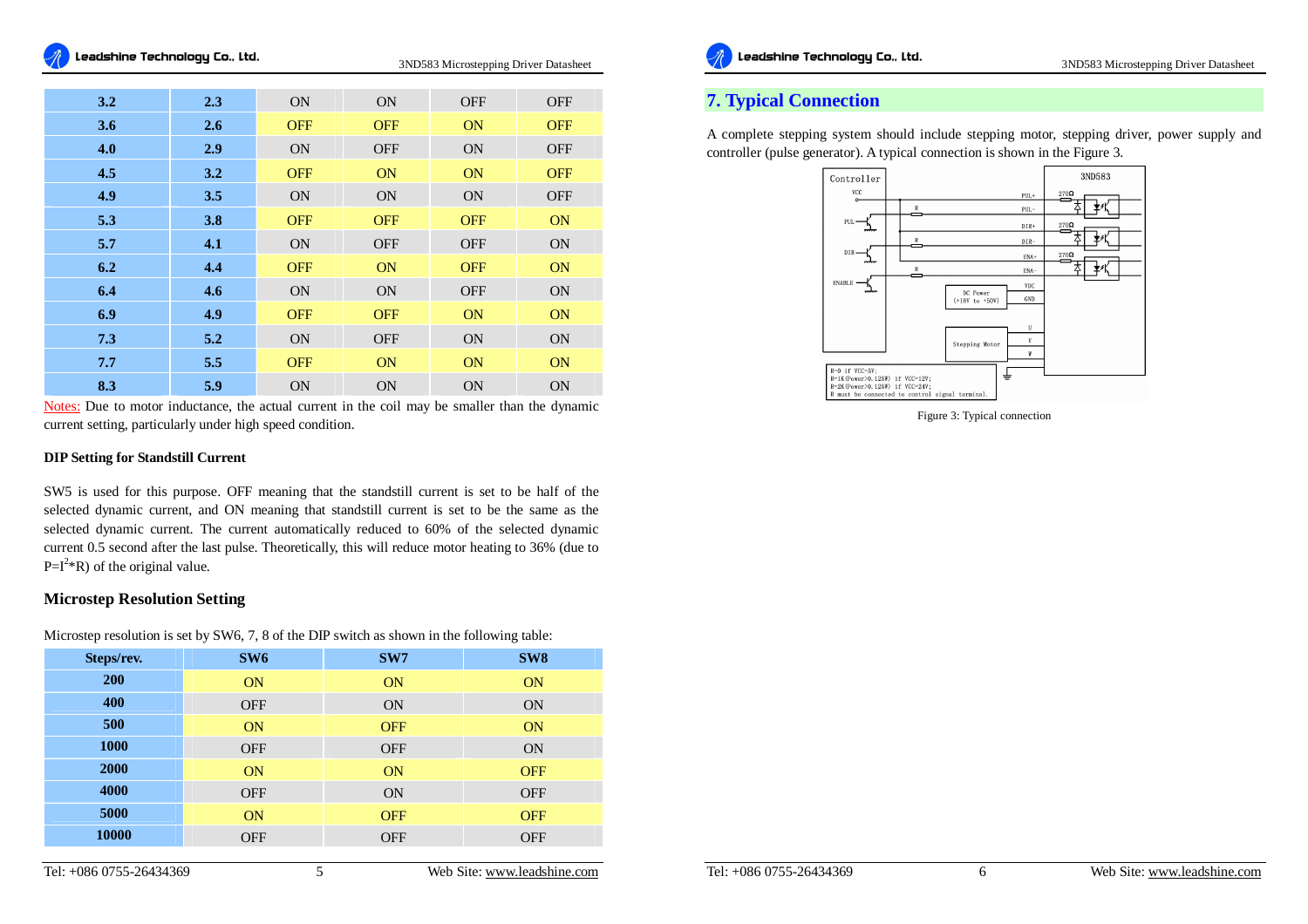| | | | | | |
|---|---|---|---|---|---|
| 3.2 | 2.3 | ON | ON | OFF | OFF |
| 3.6 | 2.6 | OFF | OFF | ON | OFF |
| 4.0 | 2.9 | ON | OFF | ON | OFF |
| 4.5 | 3.2 | OFF | ON | ON | OFF |
| 4.9 | 3.5 | ON | ON | ON | OFF |
| 5.3 | 3.8 | OFF | OFF | OFF | ON |
| 5.7 | 4.1 | ON | OFF | OFF | ON |
| 6.2 | 4.4 | OFF | ON | OFF | ON |
| 6.4 | 4.6 | ON | ON | OFF | ON |
| 6.9 | 4.9 | OFF | OFF | ON | ON |
| 7.3 | 5.2 | ON | OFF | ON | ON |
| 7.7 | 5.5 | OFF | ON | ON | ON |
| 8.3 | 5.9 | ON | ON | ON | ON |

Notes: Due to motor inductance, the actual current in the coil may be smaller than the dynamic current setting, particularly under high speed condition.

**DIP Setting for Standstill Current**

SW5 is used for this purpose. OFF meaning that the standstill current is set to be half of the selected dynamic current, and ON meaning that standstill current is set to be the same as the selected dynamic current. The current automatically reduced to 60% of the selected dynamic current 0.5 second after the last pulse. Theoretically, this will reduce motor heating to 36% (due to $P=I^2*R$) of the original value.

### Microstep Resolution Setting

Microstep resolution is set by SW6, 7, 8 of the DIP switch as shown in the following table:

| Steps/rev. | SW6 | SW7 | SW8 |
|---|---|---|---|
| 200 | ON | ON | ON |
| 400 | OFF | ON | ON |
| 500 | ON | OFF | ON |
| 1000 | OFF | OFF | ON |
| 2000 | ON | ON | OFF |
| 4000 | OFF | ON | OFF |
| 5000 | ON | OFF | OFF |
| 10000 | OFF | OFF | OFF |

## 7. Typical Connection

A complete stepping system should include stepping motor, stepping driver, power supply and controller (pulse generator). A typical connection is shown in the Figure 3.

Controller
VCC
PUL
DIR
ENABLE
3ND583
PUL+
PUL-
DIR+
DIR-
ENA+
ENA-
VDC
GND
U
V
W
270Ω
R
DC Power (+18V to +50V)
Stepping Motor
R=0 if VCC=5V;
R=1K(Power>0.125W) if VCC=12V;
R=2K(Power>0.125W) if VCC=24V;
R must be connected to control signal terminal.

Figure 3: Typical connection